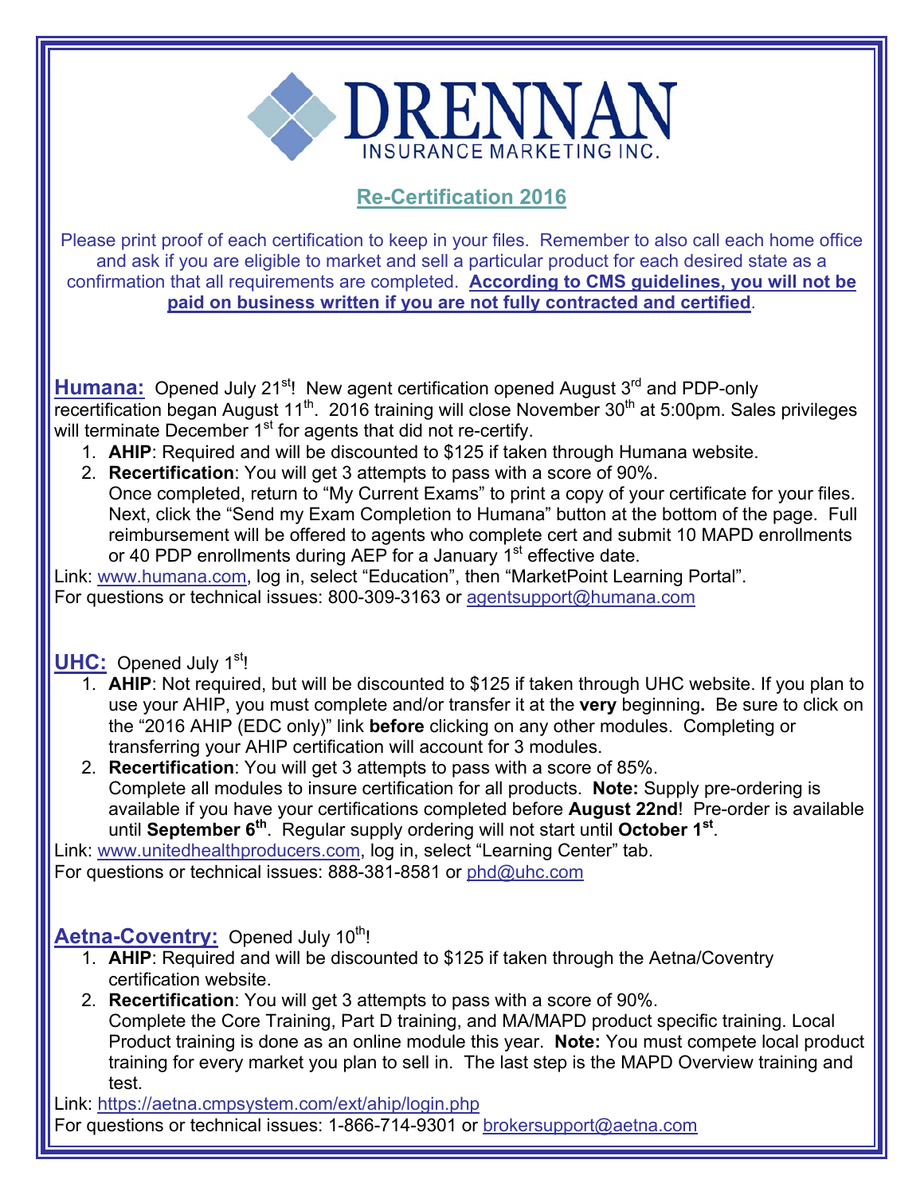# DRENNAN
INSURANCE MARKETING INC.

## Re-Certification 2016

Please print proof of each certification to keep in your files. Remember to also call each home office and ask if you are eligible to market and sell a particular product for each desired state as a confirmation that all requirements are completed. **According to CMS guidelines, you will not be paid on business written if you are not fully contracted and certified**.

### Humana:

Opened July 21st! New agent certification opened August 3rd and PDP-only recertification began August 11th. 2016 training will close November 30th at 5:00pm. Sales privileges will terminate December 1st for agents that did not re-certify.

1. **AHIP**: Required and will be discounted to $125 if taken through Humana website.
2. **Recertification**: You will get 3 attempts to pass with a score of 90%.
   Once completed, return to "My Current Exams" to print a copy of your certificate for your files. Next, click the "Send my Exam Completion to Humana" button at the bottom of the page. Full reimbursement will be offered to agents who complete cert and submit 10 MAPD enrollments or 40 PDP enrollments during AEP for a January 1st effective date.

Link: www.humana.com, log in, select "Education", then "MarketPoint Learning Portal".
For questions or technical issues: 800-309-3163 or agentsupport@humana.com

### UHC:

Opened July 1st!

1. **AHIP**: Not required, but will be discounted to $125 if taken through UHC website. If you plan to use your AHIP, you must complete and/or transfer it at the **very** beginning**.** Be sure to click on the "2016 AHIP (EDC only)" link **before** clicking on any other modules. Completing or transferring your AHIP certification will account for 3 modules.
2. **Recertification**: You will get 3 attempts to pass with a score of 85%.
   Complete all modules to insure certification for all products. **Note:** Supply pre-ordering is available if you have your certifications completed before **August 22nd**! Pre-order is available until **September 6th**. Regular supply ordering will not start until **October 1st**.

Link: www.unitedhealthproducers.com, log in, select "Learning Center" tab.
For questions or technical issues: 888-381-8581 or phd@uhc.com

### Aetna-Coventry:

Opened July 10th!

1. **AHIP**: Required and will be discounted to $125 if taken through the Aetna/Coventry certification website.
2. **Recertification**: You will get 3 attempts to pass with a score of 90%.
   Complete the Core Training, Part D training, and MA/MAPD product specific training. Local Product training is done as an online module this year. **Note:** You must compete local product training for every market you plan to sell in. The last step is the MAPD Overview training and test.

Link: https://aetna.cmpsystem.com/ext/ahip/login.php
For questions or technical issues: 1-866-714-9301 or brokersupport@aetna.com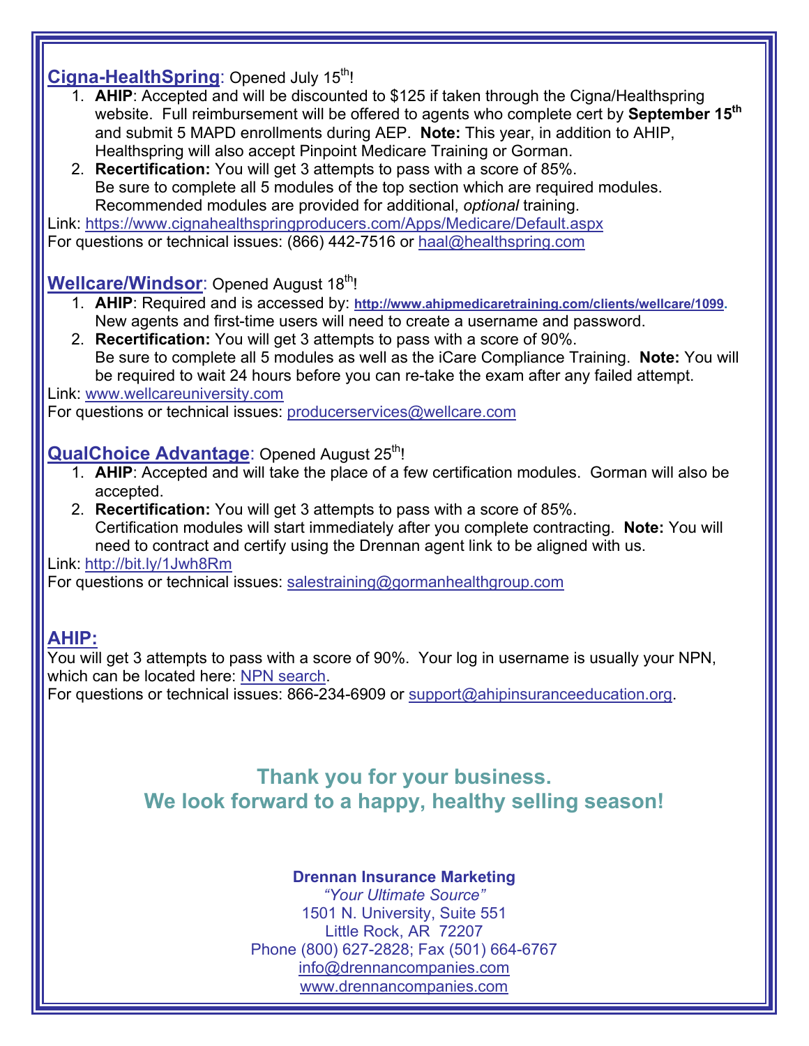## Cigna-HealthSpring: Opened July 15th!

1. **AHIP**: Accepted and will be discounted to $125 if taken through the Cigna/Healthspring website. Full reimbursement will be offered to agents who complete cert by **September 15th** and submit 5 MAPD enrollments during AEP. **Note:** This year, in addition to AHIP, Healthspring will also accept Pinpoint Medicare Training or Gorman.
2. **Recertification:** You will get 3 attempts to pass with a score of 85%. Be sure to complete all 5 modules of the top section which are required modules. Recommended modules are provided for additional, *optional* training.

Link: https://www.cignahealthspringproducers.com/Apps/Medicare/Default.aspx
For questions or technical issues: (866) 442-7516 or haal@healthspring.com

## Wellcare/Windsor: Opened August 18th!

1. **AHIP**: Required and is accessed by: **http://www.ahipmedicaretraining.com/clients/wellcare/1099**. New agents and first-time users will need to create a username and password.
2. **Recertification:** You will get 3 attempts to pass with a score of 90%. Be sure to complete all 5 modules as well as the iCare Compliance Training. **Note:** You will be required to wait 24 hours before you can re-take the exam after any failed attempt.

Link: www.wellcareuniversity.com
For questions or technical issues: producerservices@wellcare.com

## QualChoice Advantage: Opened August 25th!

1. **AHIP**: Accepted and will take the place of a few certification modules. Gorman will also be accepted.
2. **Recertification:** You will get 3 attempts to pass with a score of 85%. Certification modules will start immediately after you complete contracting. **Note:** You will need to contract and certify using the Drennan agent link to be aligned with us.

Link: http://bit.ly/1Jwh8Rm
For questions or technical issues: salestraining@gormanhealthgroup.com

## AHIP:

You will get 3 attempts to pass with a score of 90%. Your log in username is usually your NPN, which can be located here: NPN search.
For questions or technical issues: 866-234-6909 or support@ahipinsuranceeducation.org.

**Thank you for your business.**
**We look forward to a happy, healthy selling season!**

**Drennan Insurance Marketing**
*"Your Ultimate Source"*
1501 N. University, Suite 551
Little Rock, AR 72207
Phone (800) 627-2828; Fax (501) 664-6767
info@drennancompanies.com
www.drennancompanies.com